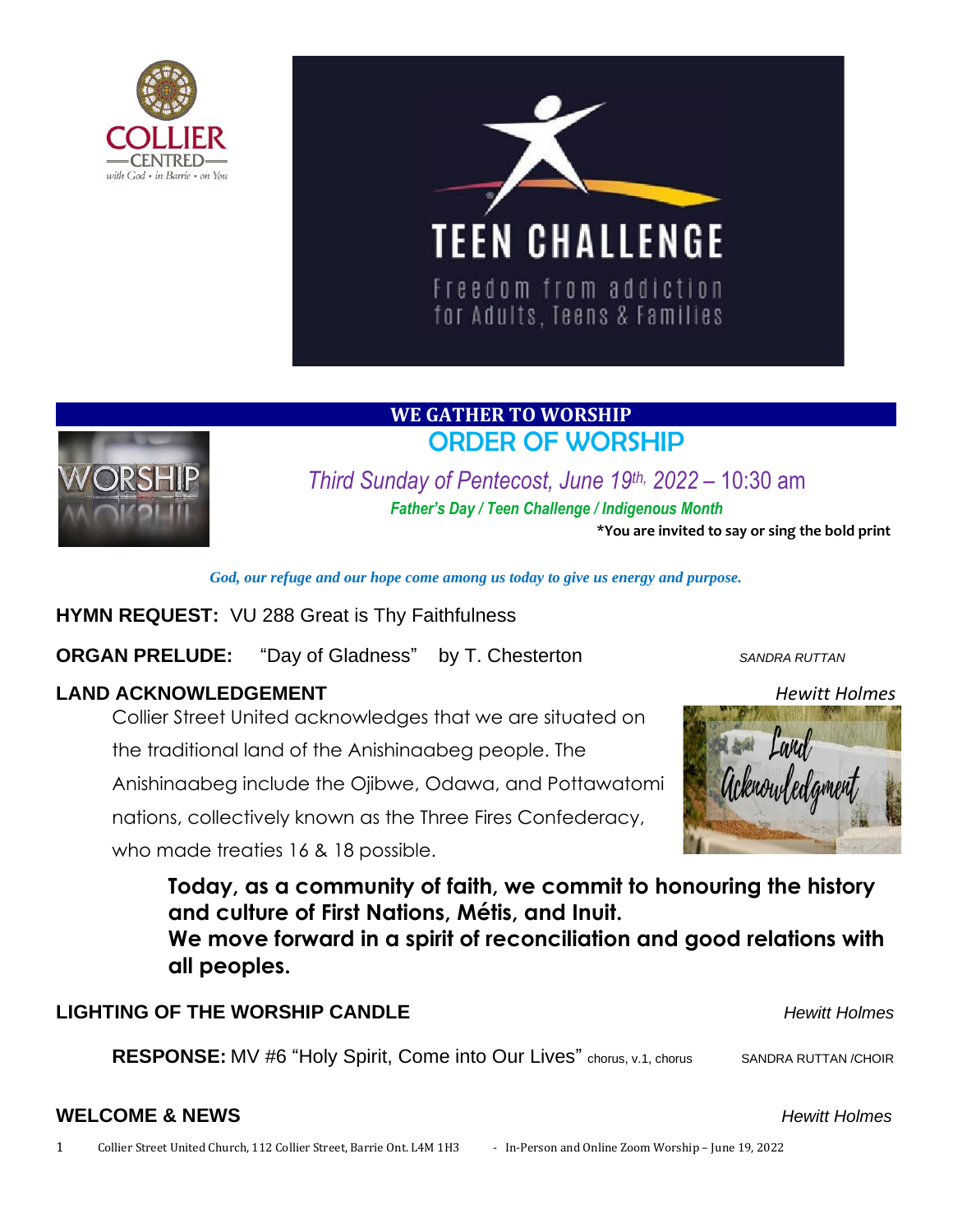COLLIER CENTRED with God • in Barrie • on You

TEEN CHALLENGE

Freedom from addiction for Adults, Teens & Families

## WE GATHER TO WORSHIP

# ORDER OF WORSHIP

*Third Sunday of Pentecost, June 19th, 2022* – 10:30 am

***Father's Day / Teen Challenge / Indigenous Month***

**\*You are invited to say or sing the bold print**

***God, our refuge and our hope come among us today to give us energy and purpose.***

**HYMN REQUEST:** VU 288 Great is Thy Faithfulness

**ORGAN PRELUDE:** "Day of Gladness" by T. Chesterton — *SANDRA RUTTAN*

**LAND ACKNOWLEDGEMENT** — *Hewitt Holmes*

Collier Street United acknowledges that we are situated on the traditional land of the Anishinaabeg people. The Anishinaabeg include the Ojibwe, Odawa, and Pottawatomi nations, collectively known as the Three Fires Confederacy, who made treaties 16 & 18 possible.

**Today, as a community of faith, we commit to honouring the history and culture of First Nations, Métis, and Inuit.**
**We move forward in a spirit of reconciliation and good relations with all peoples.**

**LIGHTING OF THE WORSHIP CANDLE** — *Hewitt Holmes*

**RESPONSE:** MV #6 "Holy Spirit, Come into Our Lives" chorus, v.1, chorus — SANDRA RUTTAN /CHOIR

**WELCOME & NEWS** — *Hewitt Holmes*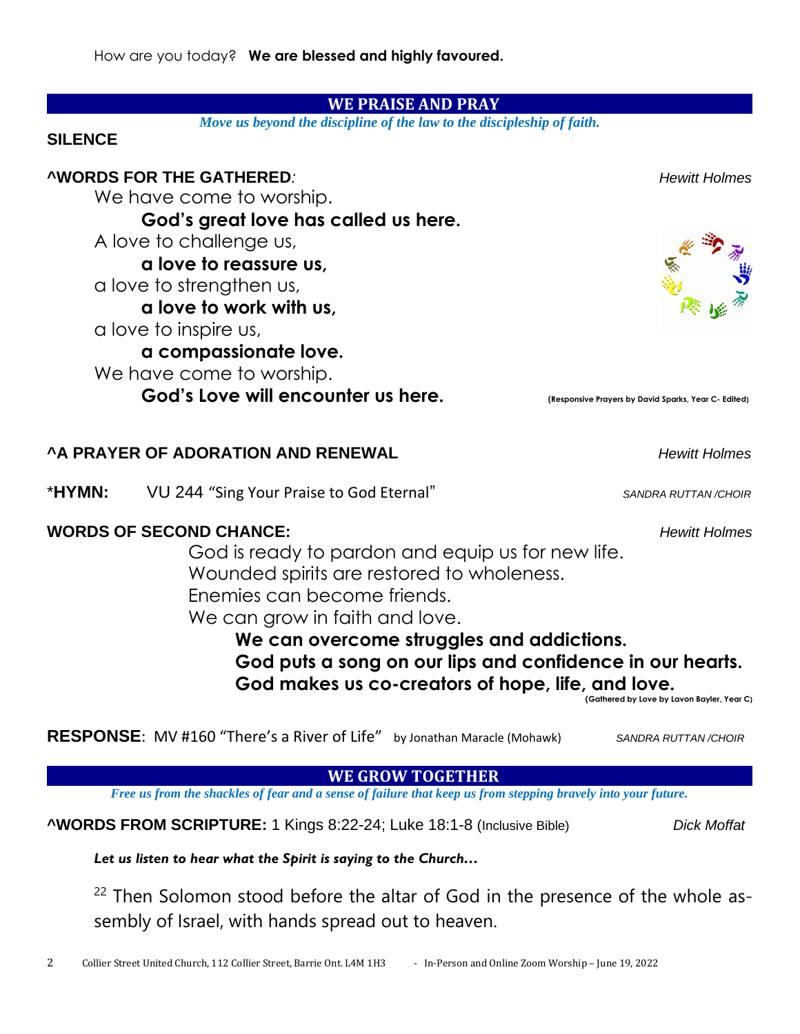How are you today? **We are blessed and highly favoured.**

## WE PRAISE AND PRAY

*Move us beyond the discipline of the law to the discipleship of faith.*

**SILENCE**

**^WORDS FOR THE GATHERED***:* *Hewitt Holmes*

We have come to worship.

**God's great love has called us here.**

A love to challenge us,

**a love to reassure us,**

a love to strengthen us,

**a love to work with us,**

a love to inspire us,

**a compassionate love.**

We have come to worship.

**God's Love will encounter us here.**

**(Responsive Prayers by David Sparks, Year C- Edited)**

**^A PRAYER OF ADORATION AND RENEWAL** *Hewitt Holmes*

\***HYMN:** VU 244 "Sing Your Praise to God Eternal" *SANDRA RUTTAN /CHOIR*

**WORDS OF SECOND CHANCE:** *Hewitt Holmes*

God is ready to pardon and equip us for new life.
Wounded spirits are restored to wholeness.
Enemies can become friends.
We can grow in faith and love.

**We can overcome struggles and addictions.**
**God puts a song on our lips and confidence in our hearts.**
**God makes us co-creators of hope, life, and love.**

**(Gathered by Love by Lavon Bayler, Year C)**

**RESPONSE**: MV #160 "There's a River of Life" by Jonathan Maracle (Mohawk) *SANDRA RUTTAN /CHOIR*

## WE GROW TOGETHER

*Free us from the shackles of fear and a sense of failure that keep us from stepping bravely into your future.*

**^WORDS FROM SCRIPTURE:** 1 Kings 8:22-24; Luke 18:1-8 (Inclusive Bible) *Dick Moffat*

***Let us listen to hear what the Spirit is saying to the Church…***

[22] Then Solomon stood before the altar of God in the presence of the whole assembly of Israel, with hands spread out to heaven.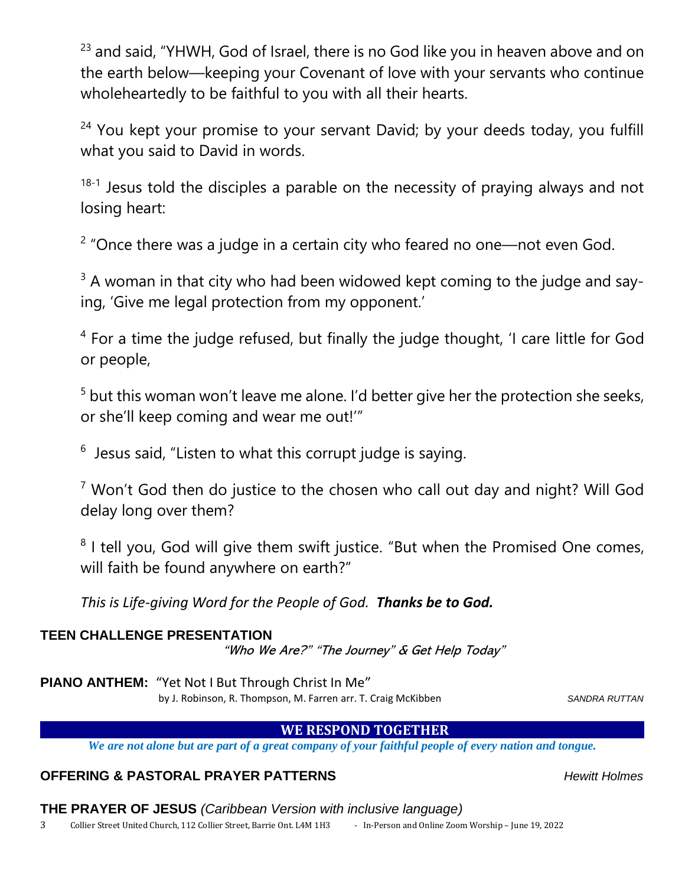[23] and said, "YHWH, God of Israel, there is no God like you in heaven above and on the earth below—keeping your Covenant of love with your servants who continue wholeheartedly to be faithful to you with all their hearts.

[24] You kept your promise to your servant David; by your deeds today, you fulfill what you said to David in words.

[18-1] Jesus told the disciples a parable on the necessity of praying always and not losing heart:

[2] "Once there was a judge in a certain city who feared no one—not even God.

[3] A woman in that city who had been widowed kept coming to the judge and saying, 'Give me legal protection from my opponent.'

[4] For a time the judge refused, but finally the judge thought, 'I care little for God or people,

[5] but this woman won't leave me alone. I'd better give her the protection she seeks, or she'll keep coming and wear me out!'"

[6] Jesus said, "Listen to what this corrupt judge is saying.

[7] Won't God then do justice to the chosen who call out day and night? Will God delay long over them?

[8] I tell you, God will give them swift justice. "But when the Promised One comes, will faith be found anywhere on earth?"

*This is Life-giving Word for the People of God.* ***Thanks be to God.***

**TEEN CHALLENGE PRESENTATION**

*"Who We Are?" "The Journey" & Get Help Today"*

**PIANO ANTHEM:** "Yet Not I But Through Christ In Me"
by J. Robinson, R. Thompson, M. Farren arr. T. Craig McKibben — *SANDRA RUTTAN*

## WE RESPOND TOGETHER

***We are not alone but are part of a great company of your faithful people of every nation and tongue.***

**OFFERING & PASTORAL PRAYER PATTERNS** — *Hewitt Holmes*

**THE PRAYER OF JESUS** *(Caribbean Version with inclusive language)*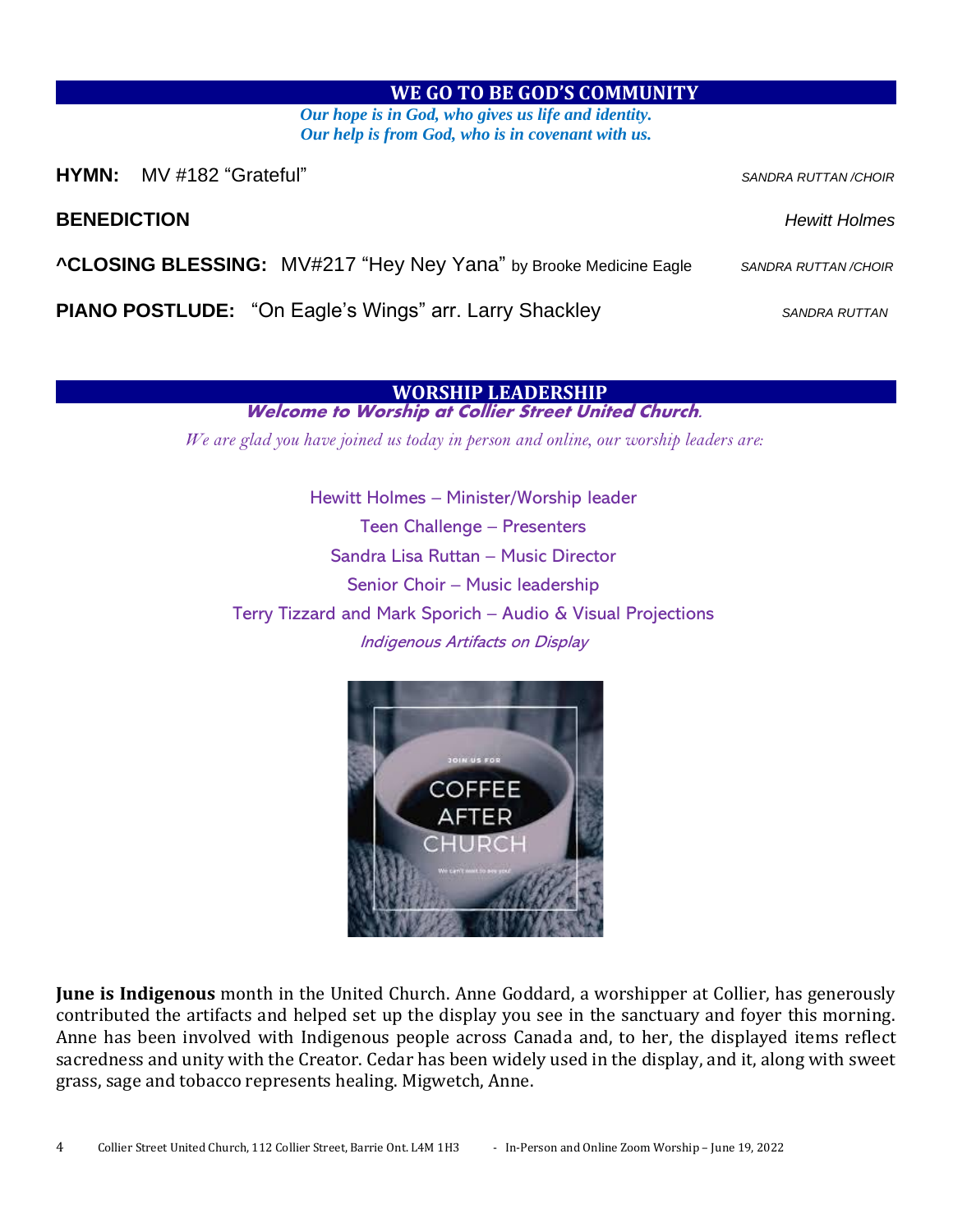## WE GO TO BE GOD'S COMMUNITY

***Our hope is in God, who gives us life and identity.***
***Our help is from God, who is in covenant with us.***

**HYMN:** MV #182 "Grateful" — *SANDRA RUTTAN /CHOIR*

**BENEDICTION** — *Hewitt Holmes*

**^CLOSING BLESSING:** MV#217 "Hey Ney Yana" by Brooke Medicine Eagle — *SANDRA RUTTAN /CHOIR*

**PIANO POSTLUDE:** "On Eagle's Wings" arr. Larry Shackley — *SANDRA RUTTAN*

## WORSHIP LEADERSHIP

***Welcome to Worship at Collier Street United Church.***

*We are glad you have joined us today in person and online, our worship leaders are:*

Hewitt Holmes – Minister/Worship leader
Teen Challenge – Presenters
Sandra Lisa Ruttan – Music Director
Senior Choir – Music leadership
Terry Tizzard and Mark Sporich – Audio & Visual Projections
*Indigenous Artifacts on Display*

JOIN US FOR
COFFEE
AFTER
CHURCH
We can't wait to see you!

**June is Indigenous** month in the United Church. Anne Goddard, a worshipper at Collier, has generously contributed the artifacts and helped set up the display you see in the sanctuary and foyer this morning. Anne has been involved with Indigenous people across Canada and, to her, the displayed items reflect sacredness and unity with the Creator. Cedar has been widely used in the display, and it, along with sweet grass, sage and tobacco represents healing. Migwetch, Anne.